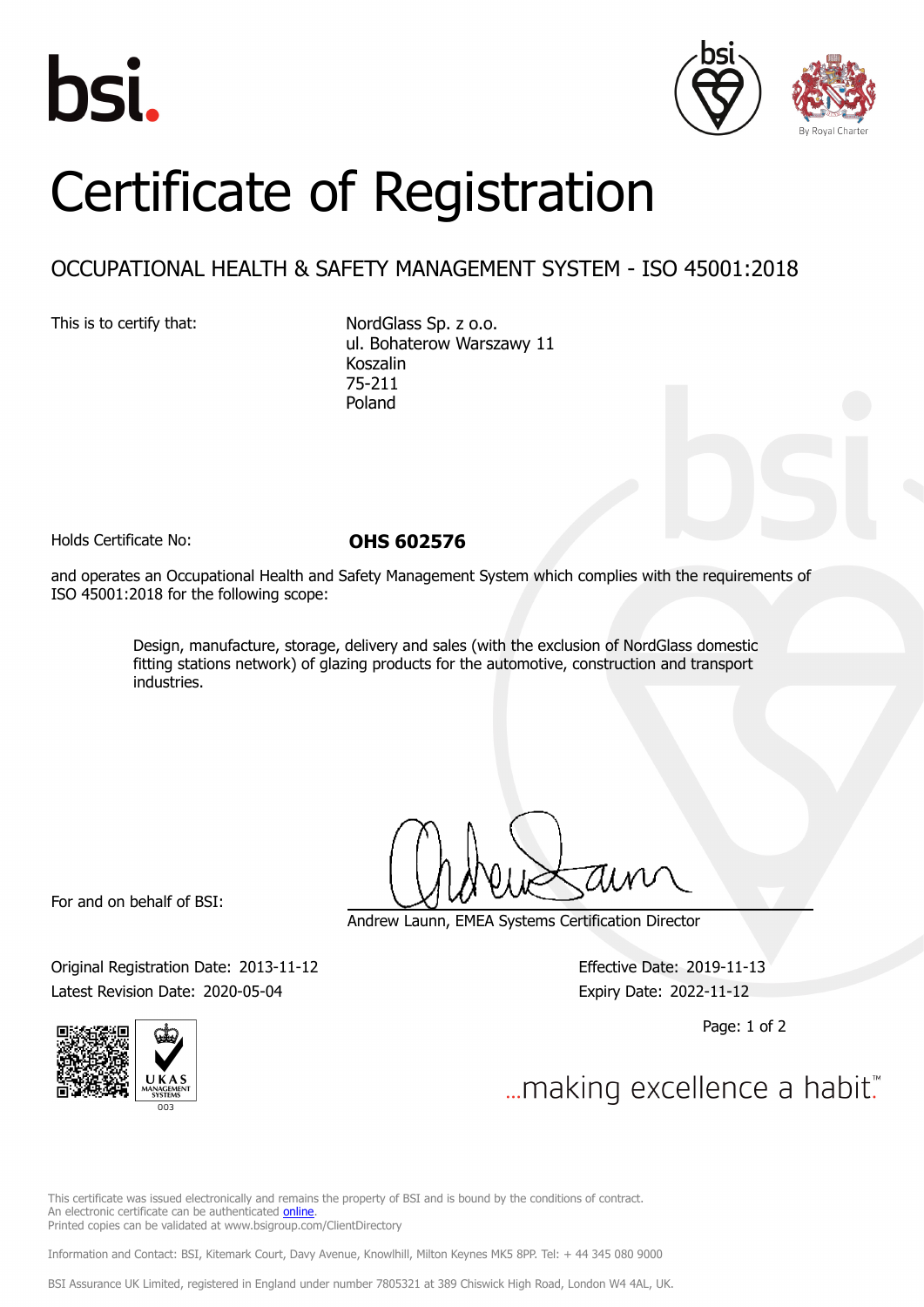bsi.

By Royal Charter

# Certificate of Registration

## OCCUPATIONAL HEALTH & SAFETY MANAGEMENT SYSTEM - ISO 45001:2018

This is to certify that:

NordGlass Sp. z o.o.
ul. Bohaterow Warszawy 11
Koszalin
75-211
Poland

Holds Certificate No: **OHS 602576**

and operates an Occupational Health and Safety Management System which complies with the requirements of ISO 45001:2018 for the following scope:

> Design, manufacture, storage, delivery and sales (with the exclusion of NordGlass domestic fitting stations network) of glazing products for the automotive, construction and transport industries.

For and on behalf of BSI:

Andrew Launn, EMEA Systems Certification Director

Original Registration Date: 2013-11-12
Latest Revision Date: 2020-05-04

Effective Date: 2019-11-13
Expiry Date: 2022-11-12

UKAS MANAGEMENT SYSTEMS 003

...making excellence a habit.™

This certificate was issued electronically and remains the property of BSI and is bound by the conditions of contract.
An electronic certificate can be authenticated online.
Printed copies can be validated at www.bsigroup.com/ClientDirectory

Information and Contact: BSI, Kitemark Court, Davy Avenue, Knowlhill, Milton Keynes MK5 8PP. Tel: + 44 345 080 9000

BSI Assurance UK Limited, registered in England under number 7805321 at 389 Chiswick High Road, London W4 4AL, UK.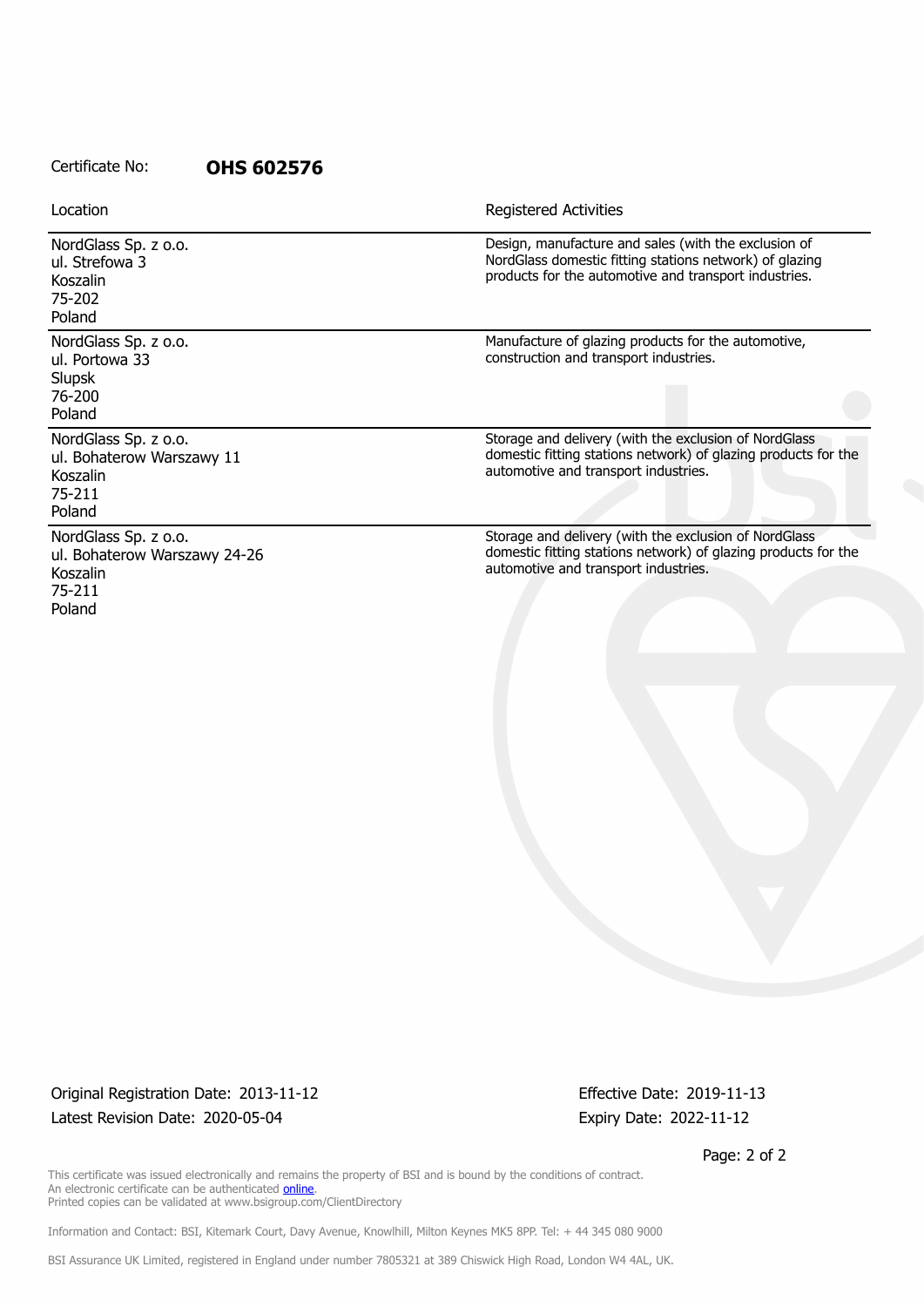Certificate No: **OHS 602576**

| Location | Registered Activities |
| --- | --- |
| NordGlass Sp. z o.o.<br>ul. Strefowa 3<br>Koszalin<br>75-202<br>Poland | Design, manufacture and sales (with the exclusion of NordGlass domestic fitting stations network) of glazing products for the automotive and transport industries. |
| NordGlass Sp. z o.o.<br>ul. Portowa 33<br>Slupsk<br>76-200<br>Poland | Manufacture of glazing products for the automotive, construction and transport industries. |
| NordGlass Sp. z o.o.<br>ul. Bohaterow Warszawy 11<br>Koszalin<br>75-211<br>Poland | Storage and delivery (with the exclusion of NordGlass domestic fitting stations network) of glazing products for the automotive and transport industries. |
| NordGlass Sp. z o.o.<br>ul. Bohaterow Warszawy 24-26<br>Koszalin<br>75-211<br>Poland | Storage and delivery (with the exclusion of NordGlass domestic fitting stations network) of glazing products for the automotive and transport industries. |

Original Registration Date: 2013-11-12

Latest Revision Date: 2020-05-04

Effective Date: 2019-11-13

Expiry Date: 2022-11-12

This certificate was issued electronically and remains the property of BSI and is bound by the conditions of contract.
An electronic certificate can be authenticated online.
Printed copies can be validated at www.bsigroup.com/ClientDirectory

Information and Contact: BSI, Kitemark Court, Davy Avenue, Knowlhill, Milton Keynes MK5 8PP. Tel: + 44 345 080 9000

BSI Assurance UK Limited, registered in England under number 7805321 at 389 Chiswick High Road, London W4 4AL, UK.